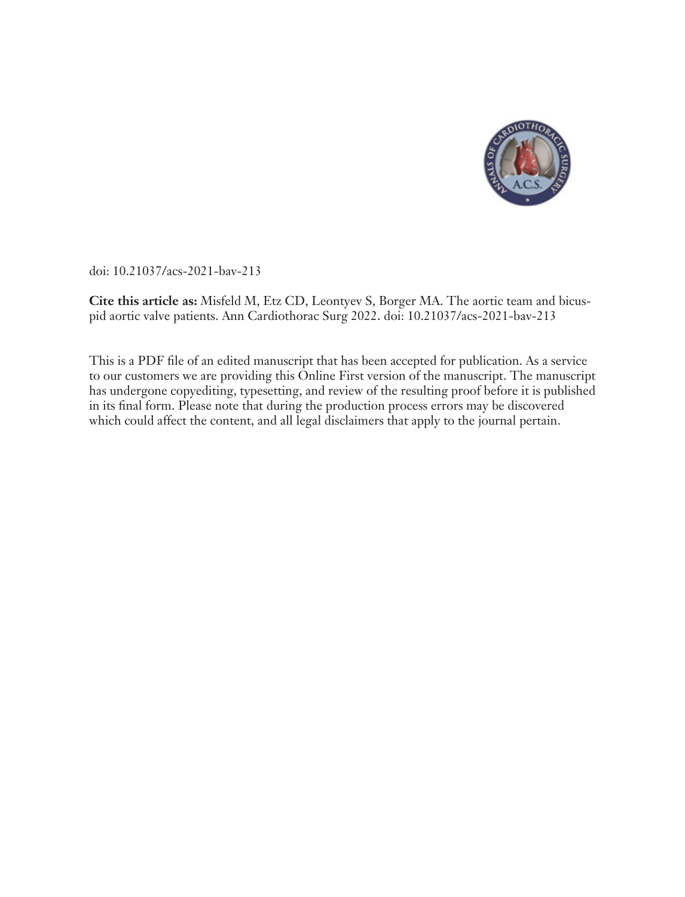doi: 10.21037/acs-2021-bav-213

**Cite this article as:** Misfeld M, Etz CD, Leontyev S, Borger MA. The aortic team and bicuspid aortic valve patients. Ann Cardiothorac Surg 2022. doi: 10.21037/acs-2021-bav-213

This is a PDF file of an edited manuscript that has been accepted for publication. As a service to our customers we are providing this Online First version of the manuscript. The manuscript has undergone copyediting, typesetting, and review of the resulting proof before it is published in its final form. Please note that during the production process errors may be discovered which could affect the content, and all legal disclaimers that apply to the journal pertain.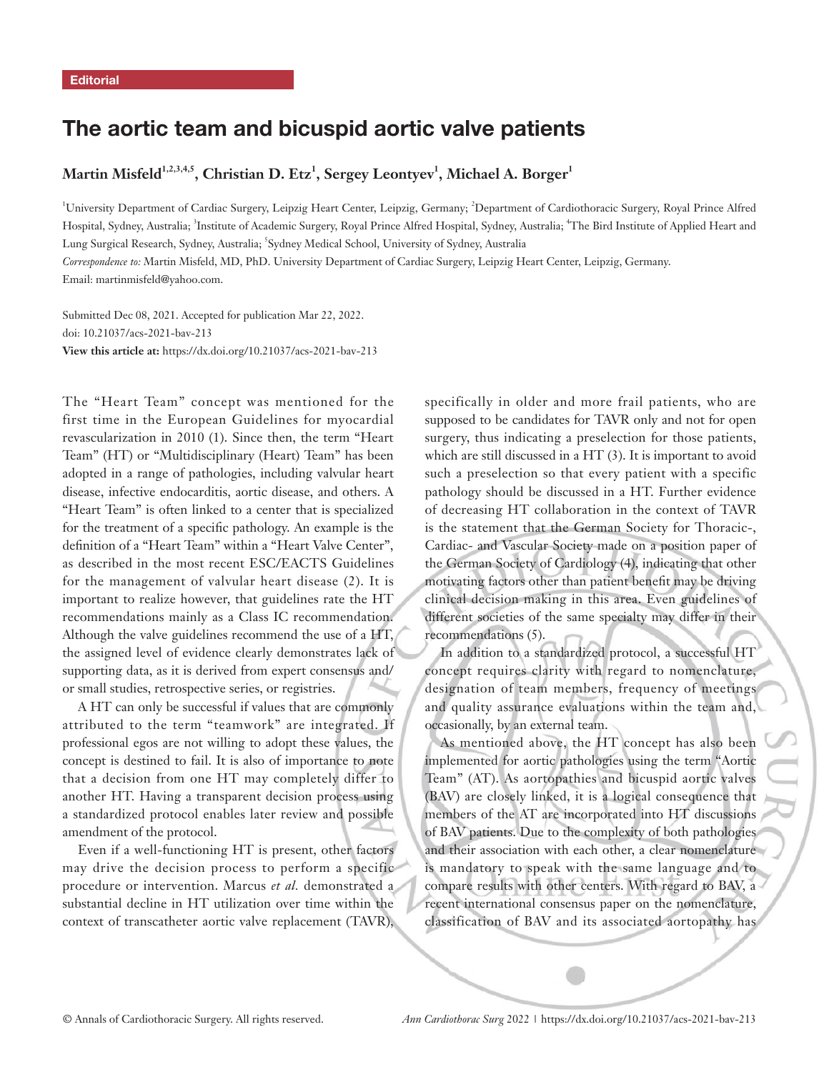Editorial

# The aortic team and bicuspid aortic valve patients

**Martin Misfeld[1,2,3,4,5], Christian D. Etz[1], Sergey Leontyev[1], Michael A. Borger[1]**

[1]University Department of Cardiac Surgery, Leipzig Heart Center, Leipzig, Germany; [2]Department of Cardiothoracic Surgery, Royal Prince Alfred Hospital, Sydney, Australia; [3]Institute of Academic Surgery, Royal Prince Alfred Hospital, Sydney, Australia; [4]The Bird Institute of Applied Heart and Lung Surgical Research, Sydney, Australia; [5]Sydney Medical School, University of Sydney, Australia

*Correspondence to:* Martin Misfeld, MD, PhD. University Department of Cardiac Surgery, Leipzig Heart Center, Leipzig, Germany. Email: martinmisfeld@yahoo.com.

Submitted Dec 08, 2021. Accepted for publication Mar 22, 2022.
doi: 10.21037/acs-2021-bav-213
**View this article at:** https://dx.doi.org/10.21037/acs-2021-bav-213

The "Heart Team" concept was mentioned for the first time in the European Guidelines for myocardial revascularization in 2010 (1). Since then, the term "Heart Team" (HT) or "Multidisciplinary (Heart) Team" has been adopted in a range of pathologies, including valvular heart disease, infective endocarditis, aortic disease, and others. A "Heart Team" is often linked to a center that is specialized for the treatment of a specific pathology. An example is the definition of a "Heart Team" within a "Heart Valve Center", as described in the most recent ESC/EACTS Guidelines for the management of valvular heart disease (2). It is important to realize however, that guidelines rate the HT recommendations mainly as a Class IC recommendation. Although the valve guidelines recommend the use of a HT, the assigned level of evidence clearly demonstrates lack of supporting data, as it is derived from expert consensus and/or small studies, retrospective series, or registries.

A HT can only be successful if values that are commonly attributed to the term "teamwork" are integrated. If professional egos are not willing to adopt these values, the concept is destined to fail. It is also of importance to note that a decision from one HT may completely differ to another HT. Having a transparent decision process using a standardized protocol enables later review and possible amendment of the protocol.

Even if a well-functioning HT is present, other factors may drive the decision process to perform a specific procedure or intervention. Marcus *et al.* demonstrated a substantial decline in HT utilization over time within the context of transcatheter aortic valve replacement (TAVR), specifically in older and more frail patients, who are supposed to be candidates for TAVR only and not for open surgery, thus indicating a preselection for those patients, which are still discussed in a HT (3). It is important to avoid such a preselection so that every patient with a specific pathology should be discussed in a HT. Further evidence of decreasing HT collaboration in the context of TAVR is the statement that the German Society for Thoracic-, Cardiac- and Vascular Society made on a position paper of the German Society of Cardiology (4), indicating that other motivating factors other than patient benefit may be driving clinical decision making in this area. Even guidelines of different societies of the same specialty may differ in their recommendations (5).

In addition to a standardized protocol, a successful HT concept requires clarity with regard to nomenclature, designation of team members, frequency of meetings and quality assurance evaluations within the team and, occasionally, by an external team.

As mentioned above, the HT concept has also been implemented for aortic pathologies using the term "Aortic Team" (AT). As aortopathies and bicuspid aortic valves (BAV) are closely linked, it is a logical consequence that members of the AT are incorporated into HT discussions of BAV patients. Due to the complexity of both pathologies and their association with each other, a clear nomenclature is mandatory to speak with the same language and to compare results with other centers. With regard to BAV, a recent international consensus paper on the nomenclature, classification of BAV and its associated aortopathy has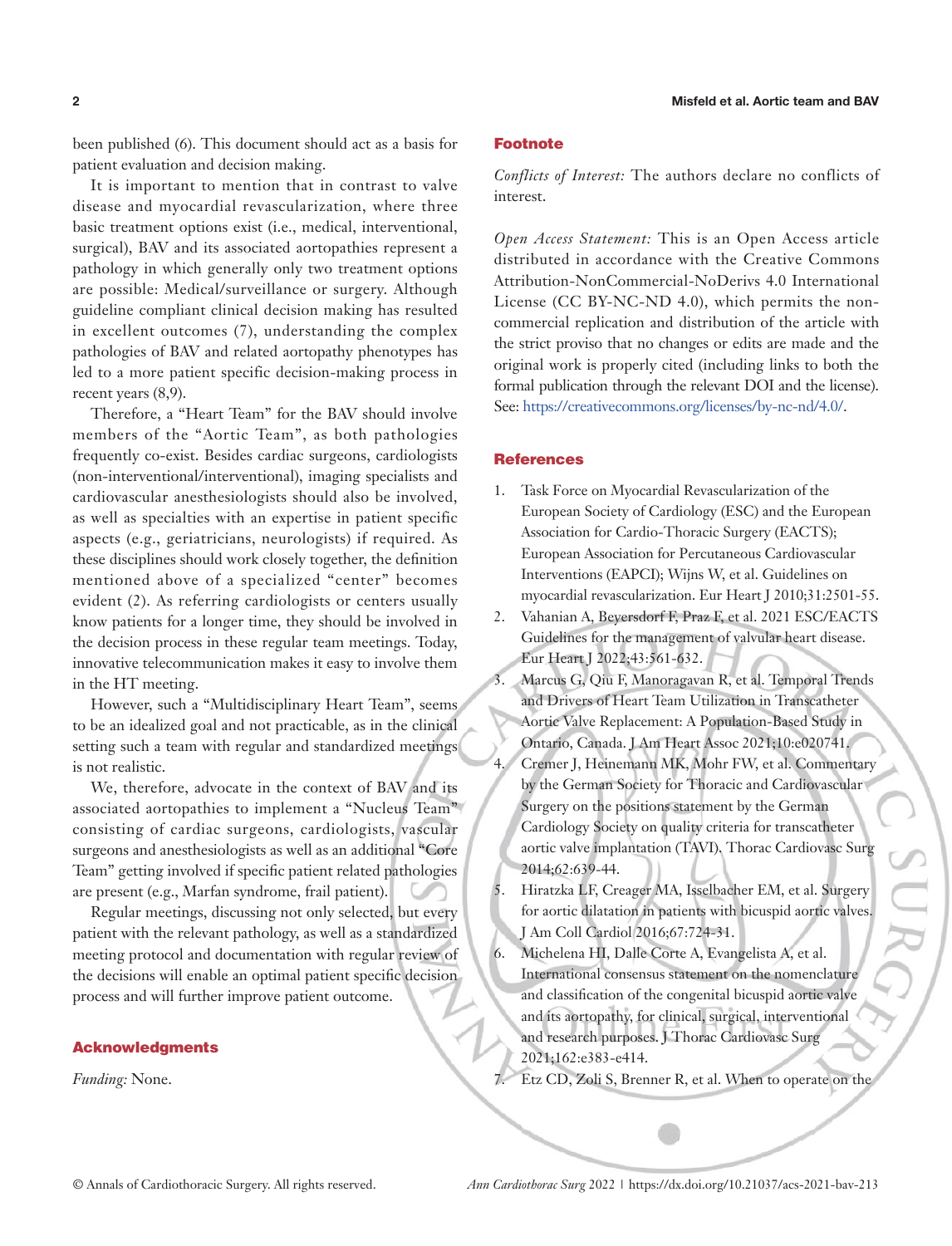been published (6). This document should act as a basis for patient evaluation and decision making.

It is important to mention that in contrast to valve disease and myocardial revascularization, where three basic treatment options exist (i.e., medical, interventional, surgical), BAV and its associated aortopathies represent a pathology in which generally only two treatment options are possible: Medical/surveillance or surgery. Although guideline compliant clinical decision making has resulted in excellent outcomes (7), understanding the complex pathologies of BAV and related aortopathy phenotypes has led to a more patient specific decision-making process in recent years (8,9).

Therefore, a "Heart Team" for the BAV should involve members of the "Aortic Team", as both pathologies frequently co-exist. Besides cardiac surgeons, cardiologists (non-interventional/interventional), imaging specialists and cardiovascular anesthesiologists should also be involved, as well as specialties with an expertise in patient specific aspects (e.g., geriatricians, neurologists) if required. As these disciplines should work closely together, the definition mentioned above of a specialized "center" becomes evident (2). As referring cardiologists or centers usually know patients for a longer time, they should be involved in the decision process in these regular team meetings. Today, innovative telecommunication makes it easy to involve them in the HT meeting.

However, such a "Multidisciplinary Heart Team", seems to be an idealized goal and not practicable, as in the clinical setting such a team with regular and standardized meetings is not realistic.

We, therefore, advocate in the context of BAV and its associated aortopathies to implement a "Nucleus Team" consisting of cardiac surgeons, cardiologists, vascular surgeons and anesthesiologists as well as an additional "Core Team" getting involved if specific patient related pathologies are present (e.g., Marfan syndrome, frail patient).

Regular meetings, discussing not only selected, but every patient with the relevant pathology, as well as a standardized meeting protocol and documentation with regular review of the decisions will enable an optimal patient specific decision process and will further improve patient outcome.

## Acknowledgments

*Funding:* None.

## Footnote

*Conflicts of Interest:* The authors declare no conflicts of interest.

*Open Access Statement:* This is an Open Access article distributed in accordance with the Creative Commons Attribution-NonCommercial-NoDerivs 4.0 International License (CC BY-NC-ND 4.0), which permits the non-commercial replication and distribution of the article with the strict proviso that no changes or edits are made and the original work is properly cited (including links to both the formal publication through the relevant DOI and the license). See: https://creativecommons.org/licenses/by-nc-nd/4.0/.

## References

1. Task Force on Myocardial Revascularization of the European Society of Cardiology (ESC) and the European Association for Cardio-Thoracic Surgery (EACTS); European Association for Percutaneous Cardiovascular Interventions (EAPCI); Wijns W, et al. Guidelines on myocardial revascularization. Eur Heart J 2010;31:2501-55.
2. Vahanian A, Beyersdorf F, Praz F, et al. 2021 ESC/EACTS Guidelines for the management of valvular heart disease. Eur Heart J 2022;43:561-632.
3. Marcus G, Qiu F, Manoragavan R, et al. Temporal Trends and Drivers of Heart Team Utilization in Transcatheter Aortic Valve Replacement: A Population-Based Study in Ontario, Canada. J Am Heart Assoc 2021;10:e020741.
4. Cremer J, Heinemann MK, Mohr FW, et al. Commentary by the German Society for Thoracic and Cardiovascular Surgery on the positions statement by the German Cardiology Society on quality criteria for transcatheter aortic valve implantation (TAVI). Thorac Cardiovasc Surg 2014;62:639-44.
5. Hiratzka LF, Creager MA, Isselbacher EM, et al. Surgery for aortic dilatation in patients with bicuspid aortic valves. J Am Coll Cardiol 2016;67:724-31.
6. Michelena HI, Dalle Corte A, Evangelista A, et al. International consensus statement on the nomenclature and classification of the congenital bicuspid aortic valve and its aortopathy, for clinical, surgical, interventional and research purposes. J Thorac Cardiovasc Surg 2021;162:e383-e414.
7. Etz CD, Zoli S, Brenner R, et al. When to operate on the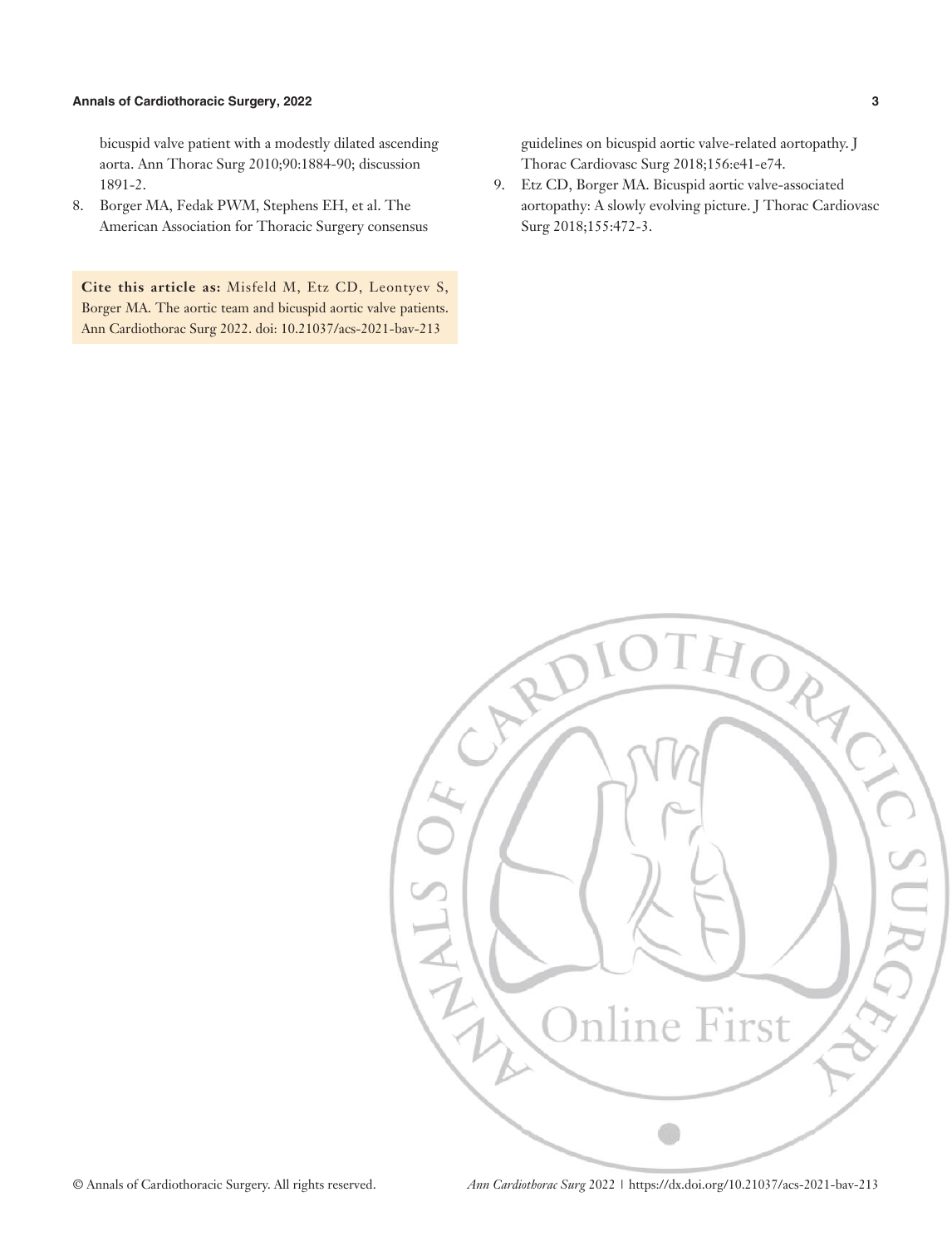bicuspid valve patient with a modestly dilated ascending aorta. Ann Thorac Surg 2010;90:1884-90; discussion 1891-2.

8. Borger MA, Fedak PWM, Stephens EH, et al. The American Association for Thoracic Surgery consensus guidelines on bicuspid aortic valve-related aortopathy. J Thorac Cardiovasc Surg 2018;156:e41-e74.
9. Etz CD, Borger MA. Bicuspid aortic valve-associated aortopathy: A slowly evolving picture. J Thorac Cardiovasc Surg 2018;155:472-3.

**Cite this article as:** Misfeld M, Etz CD, Leontyev S, Borger MA. The aortic team and bicuspid aortic valve patients. Ann Cardiothorac Surg 2022. doi: 10.21037/acs-2021-bav-213